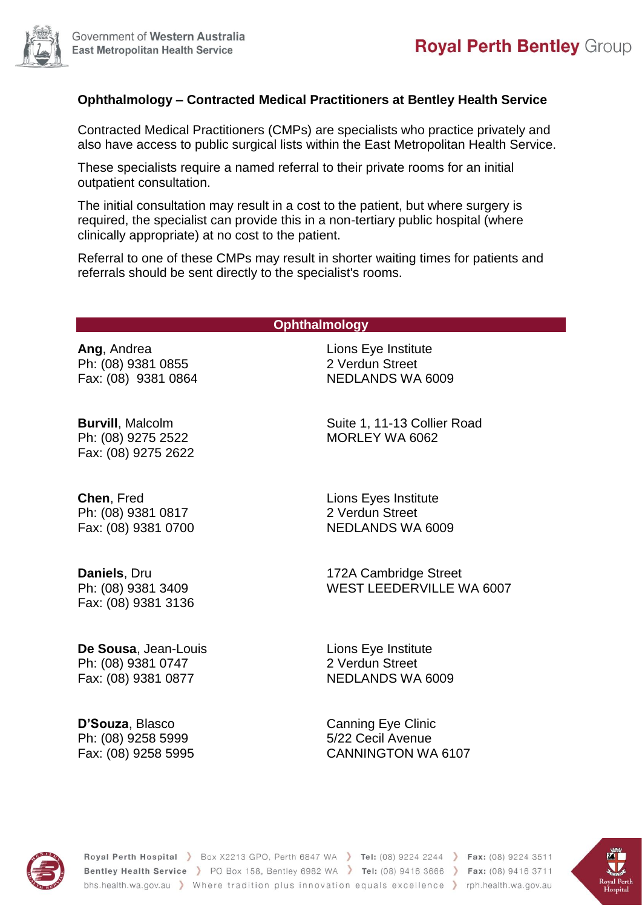## Ophthalmology – Contracted Medical Practitioners at Bentley Health Service

Contracted Medical Practitioners (CMPs) are specialists who practice privately and also have access to public surgical lists within the East Metropolitan Health Service.

These specialists require a named referral to their private rooms for an initial outpatient consultation.

The initial consultation may result in a cost to the patient, but where surgery is required, the specialist can provide this in a non-tertiary public hospital (where clinically appropriate) at no cost to the patient.

Referral to one of these CMPs may result in shorter waiting times for patients and referrals should be sent directly to the specialist's rooms.

### Ophthalmology

**Ang**, Andrea
Ph: (08) 9381 0855
Fax: (08) 9381 0864

Lions Eye Institute
2 Verdun Street
NEDLANDS WA 6009

**Burvill**, Malcolm
Ph: (08) 9275 2522
Fax: (08) 9275 2622

Suite 1, 11-13 Collier Road
MORLEY WA 6062

**Chen**, Fred
Ph: (08) 9381 0817
Fax: (08) 9381 0700

Lions Eyes Institute
2 Verdun Street
NEDLANDS WA 6009

**Daniels**, Dru
Ph: (08) 9381 3409
Fax: (08) 9381 3136

172A Cambridge Street
WEST LEEDERVILLE WA 6007

**De Sousa**, Jean-Louis
Ph: (08) 9381 0747
Fax: (08) 9381 0877

Lions Eye Institute
2 Verdun Street
NEDLANDS WA 6009

**D'Souza**, Blasco
Ph: (08) 9258 5999
Fax: (08) 9258 5995

Canning Eye Clinic
5/22 Cecil Avenue
CANNINGTON WA 6107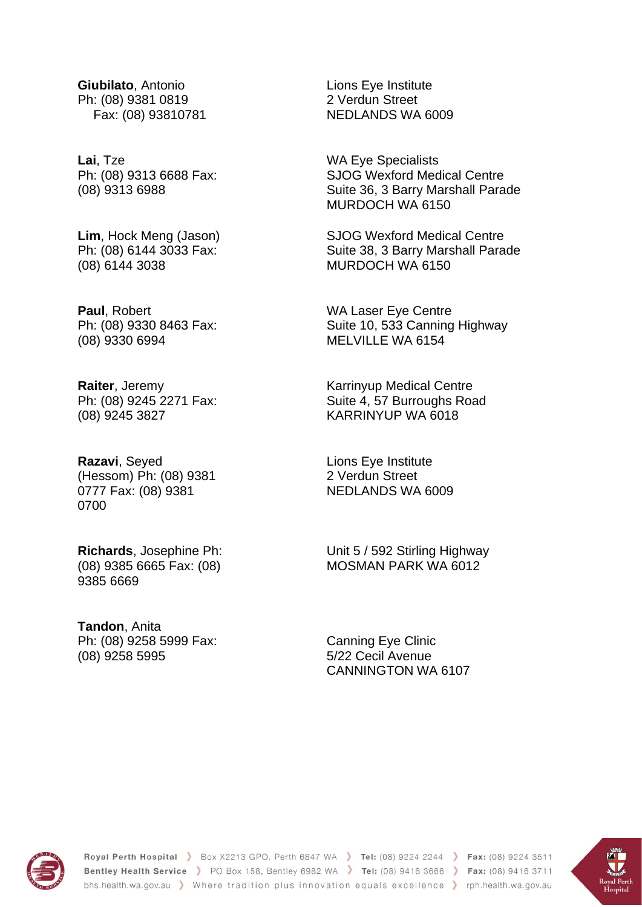**Giubilato**, Antonio
Ph: (08) 9381 0819
Fax: (08) 93810781

Lions Eye Institute
2 Verdun Street
NEDLANDS WA 6009

**Lai**, Tze
Ph: (08) 9313 6688 Fax: (08) 9313 6988

WA Eye Specialists
SJOG Wexford Medical Centre
Suite 36, 3 Barry Marshall Parade
MURDOCH WA 6150

**Lim**, Hock Meng (Jason)
Ph: (08) 6144 3033 Fax: (08) 6144 3038

SJOG Wexford Medical Centre
Suite 38, 3 Barry Marshall Parade
MURDOCH WA 6150

**Paul**, Robert
Ph: (08) 9330 8463 Fax: (08) 9330 6994

WA Laser Eye Centre
Suite 10, 533 Canning Highway
MELVILLE WA 6154

**Raiter**, Jeremy
Ph: (08) 9245 2271 Fax: (08) 9245 3827

Karrinyup Medical Centre
Suite 4, 57 Burroughs Road
KARRINYUP WA 6018

**Razavi**, Seyed (Hessom) Ph: (08) 9381 0777 Fax: (08) 9381 0700

Lions Eye Institute
2 Verdun Street
NEDLANDS WA 6009

**Richards**, Josephine Ph: (08) 9385 6665 Fax: (08) 9385 6669

Unit 5 / 592 Stirling Highway
MOSMAN PARK WA 6012

**Tandon**, Anita
Ph: (08) 9258 5999 Fax: (08) 9258 5995

Canning Eye Clinic
5/22 Cecil Avenue
CANNINGTON WA 6107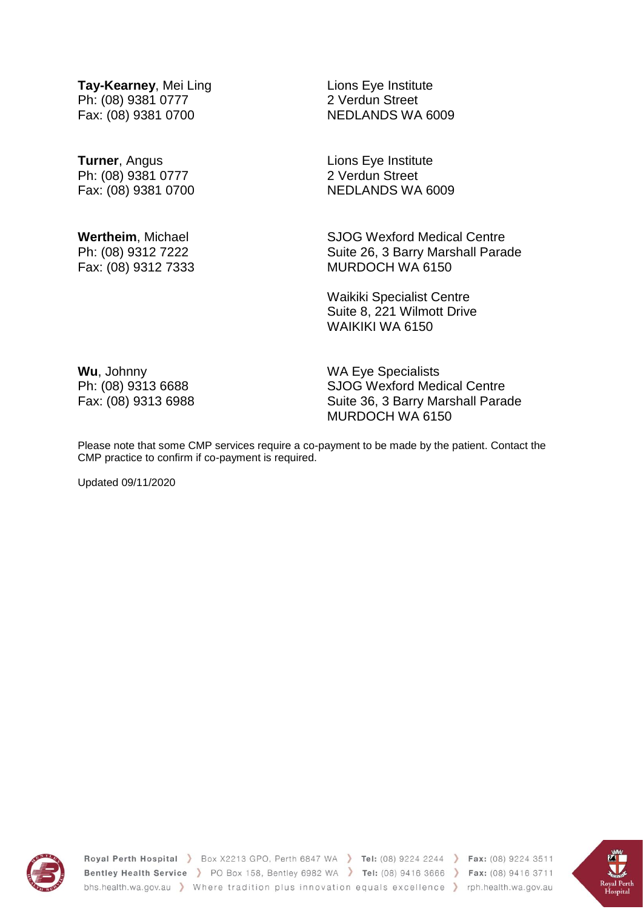**Tay-Kearney**, Mei Ling
Ph: (08) 9381 0777
Fax: (08) 9381 0700

Lions Eye Institute
2 Verdun Street
NEDLANDS WA 6009

**Turner**, Angus
Ph: (08) 9381 0777
Fax: (08) 9381 0700

Lions Eye Institute
2 Verdun Street
NEDLANDS WA 6009

**Wertheim**, Michael
Ph: (08) 9312 7222
Fax: (08) 9312 7333

SJOG Wexford Medical Centre
Suite 26, 3 Barry Marshall Parade
MURDOCH WA 6150

Waikiki Specialist Centre
Suite 8, 221 Wilmott Drive
WAIKIKI WA 6150

**Wu**, Johnny
Ph: (08) 9313 6688
Fax: (08) 9313 6988

WA Eye Specialists
SJOG Wexford Medical Centre
Suite 36, 3 Barry Marshall Parade
MURDOCH WA 6150

Please note that some CMP services require a co-payment to be made by the patient. Contact the CMP practice to confirm if co-payment is required.

Updated 09/11/2020